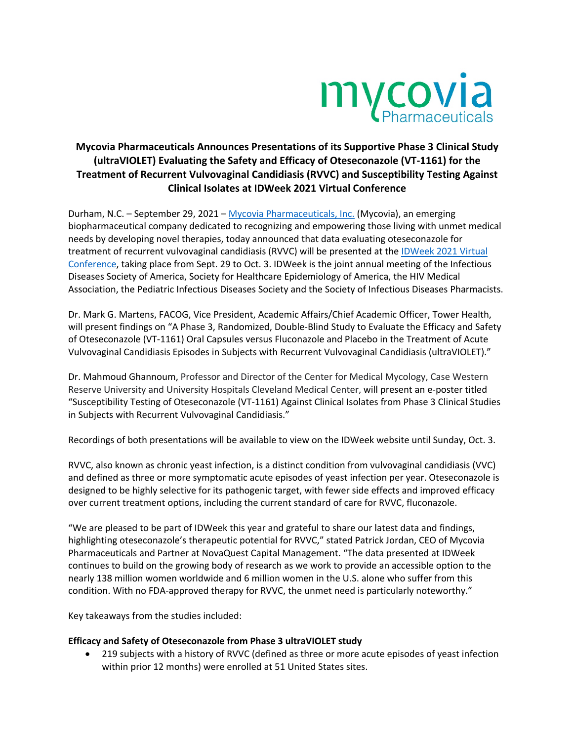mycovia Pharmaceuticals

**Mycovia Pharmaceuticals Announces Presentations of its Supportive Phase 3 Clinical Study (ultraVIOLET) Evaluating the Safety and Efficacy of Oteseconazole (VT-1161) for the Treatment of Recurrent Vulvovaginal Candidiasis (RVVC) and Susceptibility Testing Against Clinical Isolates at IDWeek 2021 Virtual Conference**

Durham, N.C. – September 29, 2021 – Mycovia Pharmaceuticals, Inc. (Mycovia), an emerging biopharmaceutical company dedicated to recognizing and empowering those living with unmet medical needs by developing novel therapies, today announced that data evaluating oteseconazole for treatment of recurrent vulvovaginal candidiasis (RVVC) will be presented at the IDWeek 2021 Virtual Conference, taking place from Sept. 29 to Oct. 3. IDWeek is the joint annual meeting of the Infectious Diseases Society of America, Society for Healthcare Epidemiology of America, the HIV Medical Association, the Pediatric Infectious Diseases Society and the Society of Infectious Diseases Pharmacists.

Dr. Mark G. Martens, FACOG, Vice President, Academic Affairs/Chief Academic Officer, Tower Health, will present findings on "A Phase 3, Randomized, Double-Blind Study to Evaluate the Efficacy and Safety of Oteseconazole (VT-1161) Oral Capsules versus Fluconazole and Placebo in the Treatment of Acute Vulvovaginal Candidiasis Episodes in Subjects with Recurrent Vulvovaginal Candidiasis (ultraVIOLET)."

Dr. Mahmoud Ghannoum, Professor and Director of the Center for Medical Mycology, Case Western Reserve University and University Hospitals Cleveland Medical Center, will present an e-poster titled "Susceptibility Testing of Oteseconazole (VT-1161) Against Clinical Isolates from Phase 3 Clinical Studies in Subjects with Recurrent Vulvovaginal Candidiasis."

Recordings of both presentations will be available to view on the IDWeek website until Sunday, Oct. 3.

RVVC, also known as chronic yeast infection, is a distinct condition from vulvovaginal candidiasis (VVC) and defined as three or more symptomatic acute episodes of yeast infection per year. Oteseconazole is designed to be highly selective for its pathogenic target, with fewer side effects and improved efficacy over current treatment options, including the current standard of care for RVVC, fluconazole.

"We are pleased to be part of IDWeek this year and grateful to share our latest data and findings, highlighting oteseconazole's therapeutic potential for RVVC," stated Patrick Jordan, CEO of Mycovia Pharmaceuticals and Partner at NovaQuest Capital Management. "The data presented at IDWeek continues to build on the growing body of research as we work to provide an accessible option to the nearly 138 million women worldwide and 6 million women in the U.S. alone who suffer from this condition. With no FDA-approved therapy for RVVC, the unmet need is particularly noteworthy."

Key takeaways from the studies included:

**Efficacy and Safety of Oteseconazole from Phase 3 ultraVIOLET study**

- 219 subjects with a history of RVVC (defined as three or more acute episodes of yeast infection within prior 12 months) were enrolled at 51 United States sites.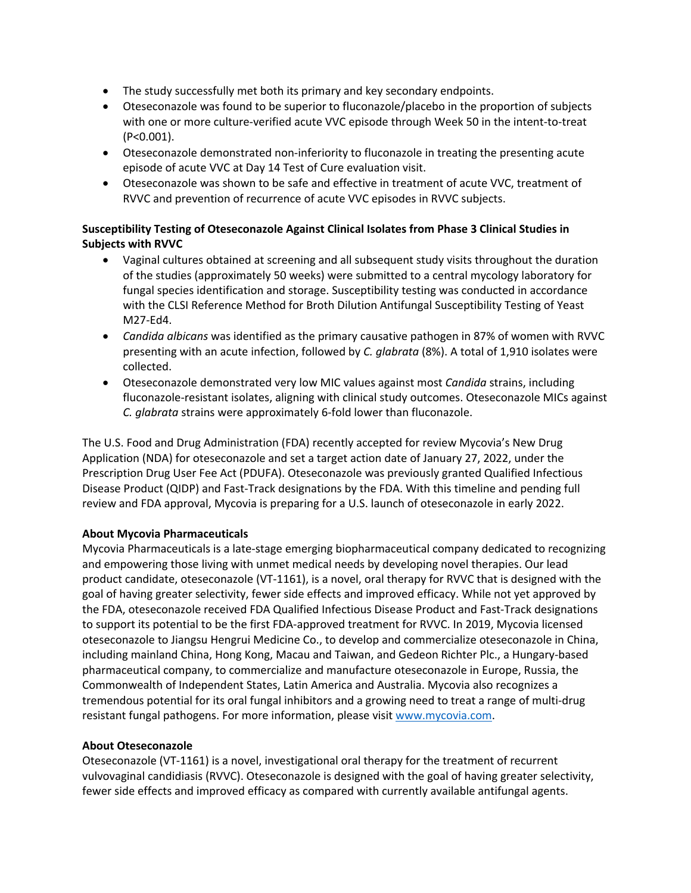- The study successfully met both its primary and key secondary endpoints.
- Oteseconazole was found to be superior to fluconazole/placebo in the proportion of subjects with one or more culture-verified acute VVC episode through Week 50 in the intent-to-treat (P<0.001).
- Oteseconazole demonstrated non-inferiority to fluconazole in treating the presenting acute episode of acute VVC at Day 14 Test of Cure evaluation visit.
- Oteseconazole was shown to be safe and effective in treatment of acute VVC, treatment of RVVC and prevention of recurrence of acute VVC episodes in RVVC subjects.

**Susceptibility Testing of Oteseconazole Against Clinical Isolates from Phase 3 Clinical Studies in Subjects with RVVC**

- Vaginal cultures obtained at screening and all subsequent study visits throughout the duration of the studies (approximately 50 weeks) were submitted to a central mycology laboratory for fungal species identification and storage. Susceptibility testing was conducted in accordance with the CLSI Reference Method for Broth Dilution Antifungal Susceptibility Testing of Yeast M27-Ed4.
- *Candida albicans* was identified as the primary causative pathogen in 87% of women with RVVC presenting with an acute infection, followed by *C. glabrata* (8%). A total of 1,910 isolates were collected.
- Oteseconazole demonstrated very low MIC values against most *Candida* strains, including fluconazole-resistant isolates, aligning with clinical study outcomes. Oteseconazole MICs against *C. glabrata* strains were approximately 6-fold lower than fluconazole.

The U.S. Food and Drug Administration (FDA) recently accepted for review Mycovia's New Drug Application (NDA) for oteseconazole and set a target action date of January 27, 2022, under the Prescription Drug User Fee Act (PDUFA). Oteseconazole was previously granted Qualified Infectious Disease Product (QIDP) and Fast-Track designations by the FDA. With this timeline and pending full review and FDA approval, Mycovia is preparing for a U.S. launch of oteseconazole in early 2022.

**About Mycovia Pharmaceuticals**

Mycovia Pharmaceuticals is a late-stage emerging biopharmaceutical company dedicated to recognizing and empowering those living with unmet medical needs by developing novel therapies. Our lead product candidate, oteseconazole (VT-1161), is a novel, oral therapy for RVVC that is designed with the goal of having greater selectivity, fewer side effects and improved efficacy. While not yet approved by the FDA, oteseconazole received FDA Qualified Infectious Disease Product and Fast-Track designations to support its potential to be the first FDA-approved treatment for RVVC. In 2019, Mycovia licensed oteseconazole to Jiangsu Hengrui Medicine Co., to develop and commercialize oteseconazole in China, including mainland China, Hong Kong, Macau and Taiwan, and Gedeon Richter Plc., a Hungary-based pharmaceutical company, to commercialize and manufacture oteseconazole in Europe, Russia, the Commonwealth of Independent States, Latin America and Australia. Mycovia also recognizes a tremendous potential for its oral fungal inhibitors and a growing need to treat a range of multi-drug resistant fungal pathogens. For more information, please visit [www.mycovia.com](www.mycovia.com).

**About Oteseconazole**

Oteseconazole (VT-1161) is a novel, investigational oral therapy for the treatment of recurrent vulvovaginal candidiasis (RVVC). Oteseconazole is designed with the goal of having greater selectivity, fewer side effects and improved efficacy as compared with currently available antifungal agents.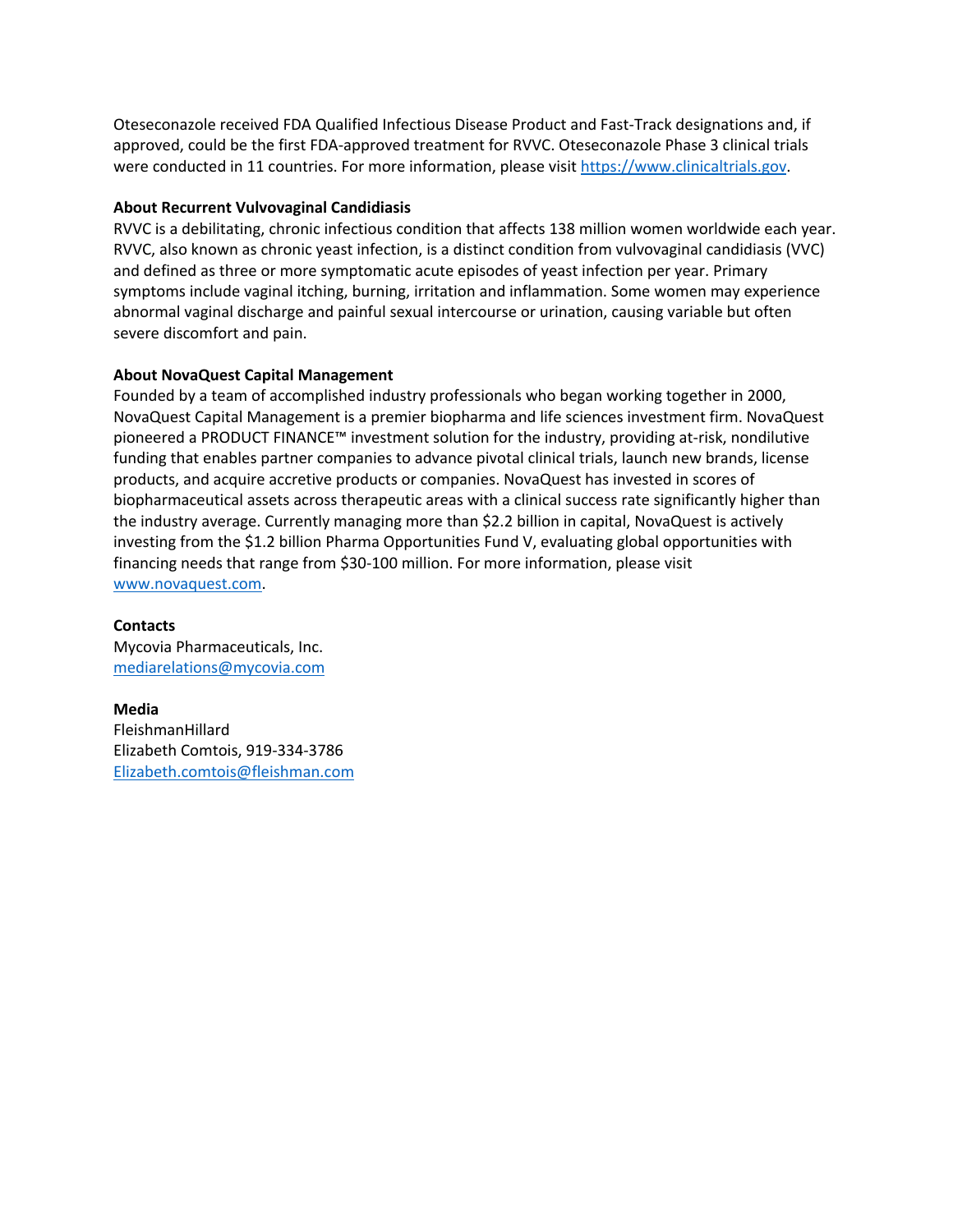Oteseconazole received FDA Qualified Infectious Disease Product and Fast-Track designations and, if approved, could be the first FDA-approved treatment for RVVC. Oteseconazole Phase 3 clinical trials were conducted in 11 countries. For more information, please visit [https://www.clinicaltrials.gov](https://www.clinicaltrials.gov).

**About Recurrent Vulvovaginal Candidiasis**
RVVC is a debilitating, chronic infectious condition that affects 138 million women worldwide each year. RVVC, also known as chronic yeast infection, is a distinct condition from vulvovaginal candidiasis (VVC) and defined as three or more symptomatic acute episodes of yeast infection per year. Primary symptoms include vaginal itching, burning, irritation and inflammation. Some women may experience abnormal vaginal discharge and painful sexual intercourse or urination, causing variable but often severe discomfort and pain.

**About NovaQuest Capital Management**
Founded by a team of accomplished industry professionals who began working together in 2000, NovaQuest Capital Management is a premier biopharma and life sciences investment firm. NovaQuest pioneered a PRODUCT FINANCE™ investment solution for the industry, providing at-risk, nondilutive funding that enables partner companies to advance pivotal clinical trials, launch new brands, license products, and acquire accretive products or companies. NovaQuest has invested in scores of biopharmaceutical assets across therapeutic areas with a clinical success rate significantly higher than the industry average. Currently managing more than $2.2 billion in capital, NovaQuest is actively investing from the $1.2 billion Pharma Opportunities Fund V, evaluating global opportunities with financing needs that range from $30-100 million. For more information, please visit [www.novaquest.com](www.novaquest.com).

**Contacts**
Mycovia Pharmaceuticals, Inc.
[mediarelations@mycovia.com](mailto:mediarelations@mycovia.com)

**Media**
FleishmanHillard
Elizabeth Comtois, 919-334-3786
[Elizabeth.comtois@fleishman.com](mailto:Elizabeth.comtois@fleishman.com)